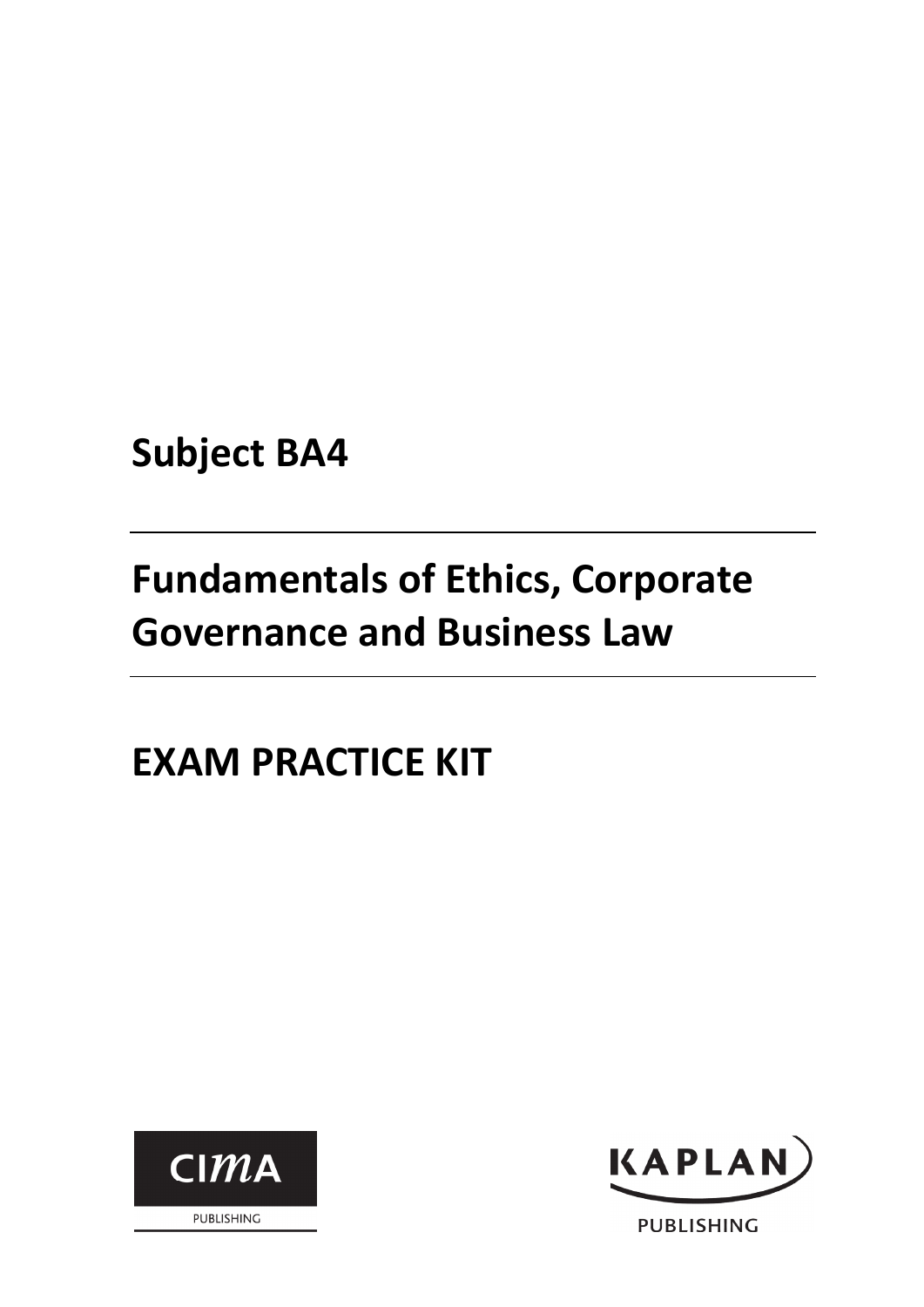# Subject BA4

# Fundamentals of Ethics, Corporate Governance and Business Law

# EXAM PRACTICE KIT

CIMA PUBLISHING

KAPLAN PUBLISHING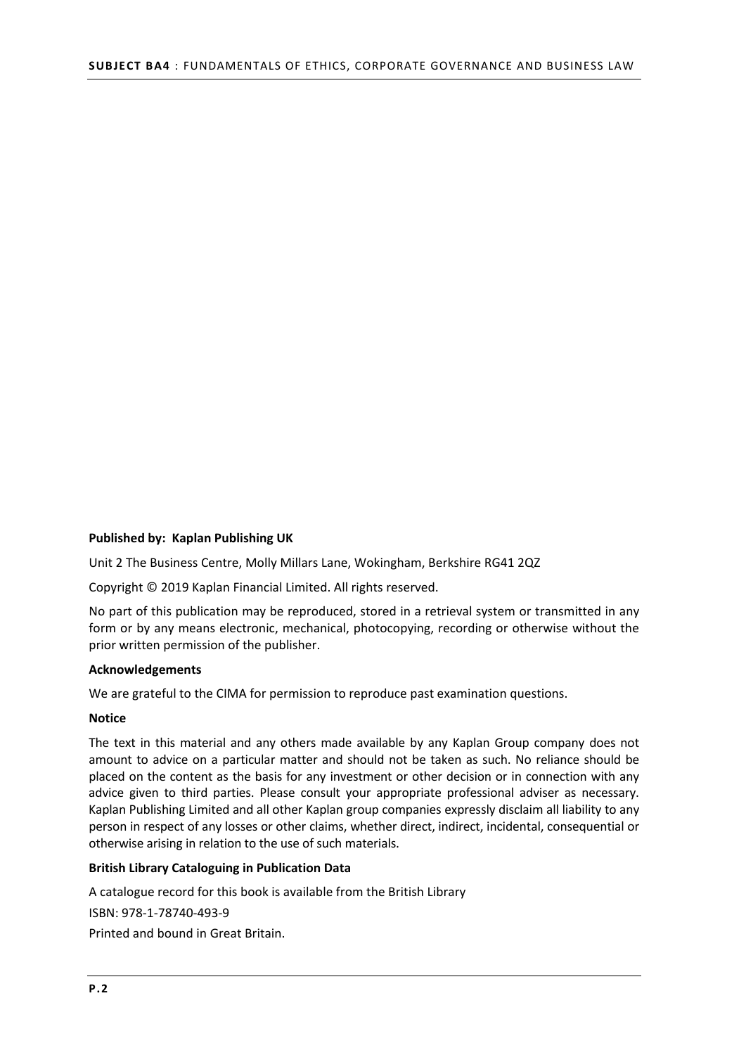**Published by: Kaplan Publishing UK**

Unit 2 The Business Centre, Molly Millars Lane, Wokingham, Berkshire RG41 2QZ

Copyright © 2019 Kaplan Financial Limited. All rights reserved.

No part of this publication may be reproduced, stored in a retrieval system or transmitted in any form or by any means electronic, mechanical, photocopying, recording or otherwise without the prior written permission of the publisher.

**Acknowledgements**

We are grateful to the CIMA for permission to reproduce past examination questions.

**Notice**

The text in this material and any others made available by any Kaplan Group company does not amount to advice on a particular matter and should not be taken as such. No reliance should be placed on the content as the basis for any investment or other decision or in connection with any advice given to third parties. Please consult your appropriate professional adviser as necessary. Kaplan Publishing Limited and all other Kaplan group companies expressly disclaim all liability to any person in respect of any losses or other claims, whether direct, indirect, incidental, consequential or otherwise arising in relation to the use of such materials.

**British Library Cataloguing in Publication Data**

A catalogue record for this book is available from the British Library

ISBN: 978-1-78740-493-9

Printed and bound in Great Britain.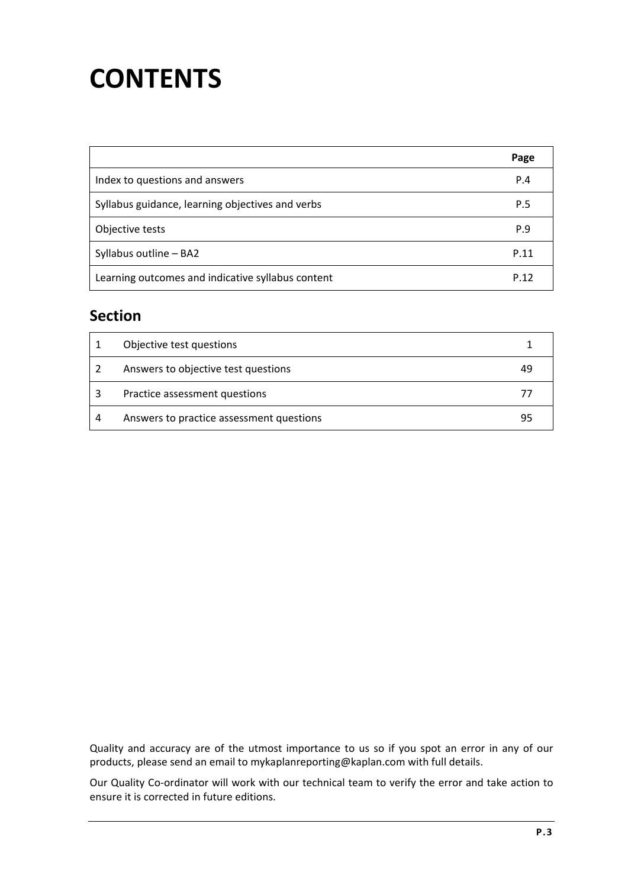# CONTENTS

| | Page |
|---|---|
| Index to questions and answers | P.4 |
| Syllabus guidance, learning objectives and verbs | P.5 |
| Objective tests | P.9 |
| Syllabus outline – BA2 | P.11 |
| Learning outcomes and indicative syllabus content | P.12 |

## Section

| | | |
|---|---|---|
| 1 | Objective test questions | 1 |
| 2 | Answers to objective test questions | 49 |
| 3 | Practice assessment questions | 77 |
| 4 | Answers to practice assessment questions | 95 |

Quality and accuracy are of the utmost importance to us so if you spot an error in any of our products, please send an email to mykaplanreporting@kaplan.com with full details.

Our Quality Co-ordinator will work with our technical team to verify the error and take action to ensure it is corrected in future editions.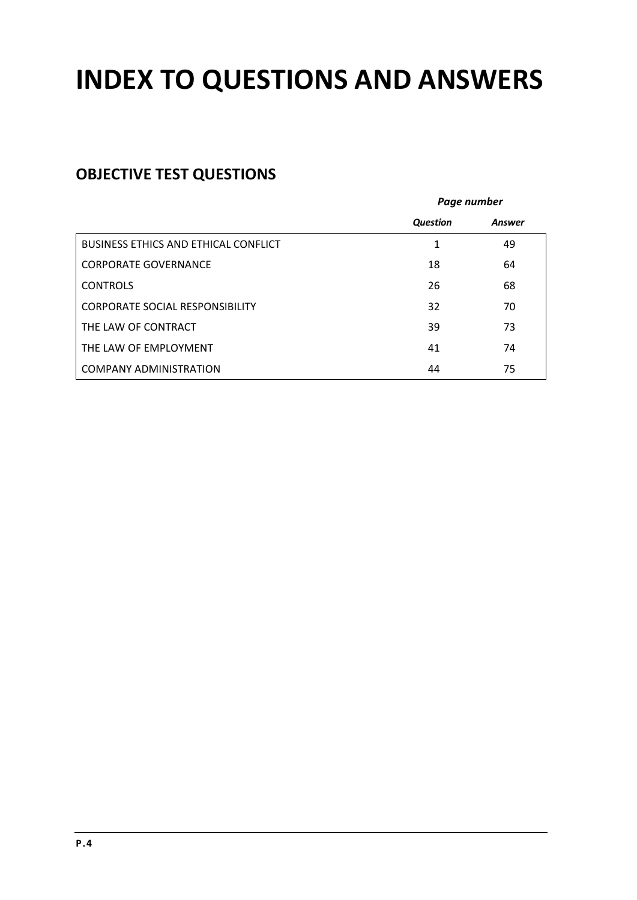# INDEX TO QUESTIONS AND ANSWERS

## OBJECTIVE TEST QUESTIONS

| | *Page number* | |
|---|---|---|
| | ***Question*** | ***Answer*** |
| BUSINESS ETHICS AND ETHICAL CONFLICT | 1 | 49 |
| CORPORATE GOVERNANCE | 18 | 64 |
| CONTROLS | 26 | 68 |
| CORPORATE SOCIAL RESPONSIBILITY | 32 | 70 |
| THE LAW OF CONTRACT | 39 | 73 |
| THE LAW OF EMPLOYMENT | 41 | 74 |
| COMPANY ADMINISTRATION | 44 | 75 |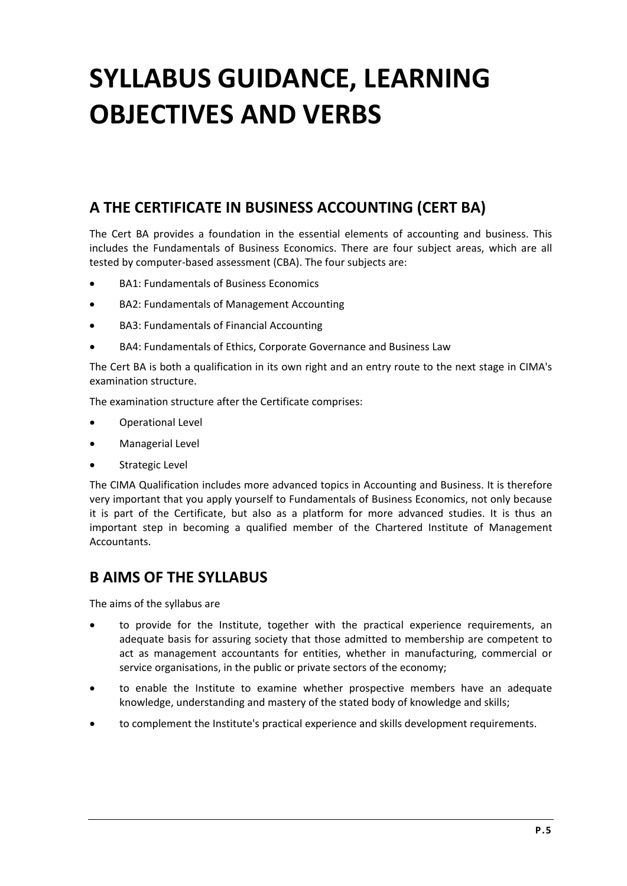# SYLLABUS GUIDANCE, LEARNING OBJECTIVES AND VERBS

## A THE CERTIFICATE IN BUSINESS ACCOUNTING (CERT BA)

The Cert BA provides a foundation in the essential elements of accounting and business. This includes the Fundamentals of Business Economics. There are four subject areas, which are all tested by computer-based assessment (CBA). The four subjects are:

- BA1: Fundamentals of Business Economics
- BA2: Fundamentals of Management Accounting
- BA3: Fundamentals of Financial Accounting
- BA4: Fundamentals of Ethics, Corporate Governance and Business Law

The Cert BA is both a qualification in its own right and an entry route to the next stage in CIMA's examination structure.

The examination structure after the Certificate comprises:

- Operational Level
- Managerial Level
- Strategic Level

The CIMA Qualification includes more advanced topics in Accounting and Business. It is therefore very important that you apply yourself to Fundamentals of Business Economics, not only because it is part of the Certificate, but also as a platform for more advanced studies. It is thus an important step in becoming a qualified member of the Chartered Institute of Management Accountants.

## B AIMS OF THE SYLLABUS

The aims of the syllabus are

- to provide for the Institute, together with the practical experience requirements, an adequate basis for assuring society that those admitted to membership are competent to act as management accountants for entities, whether in manufacturing, commercial or service organisations, in the public or private sectors of the economy;
- to enable the Institute to examine whether prospective members have an adequate knowledge, understanding and mastery of the stated body of knowledge and skills;
- to complement the Institute's practical experience and skills development requirements.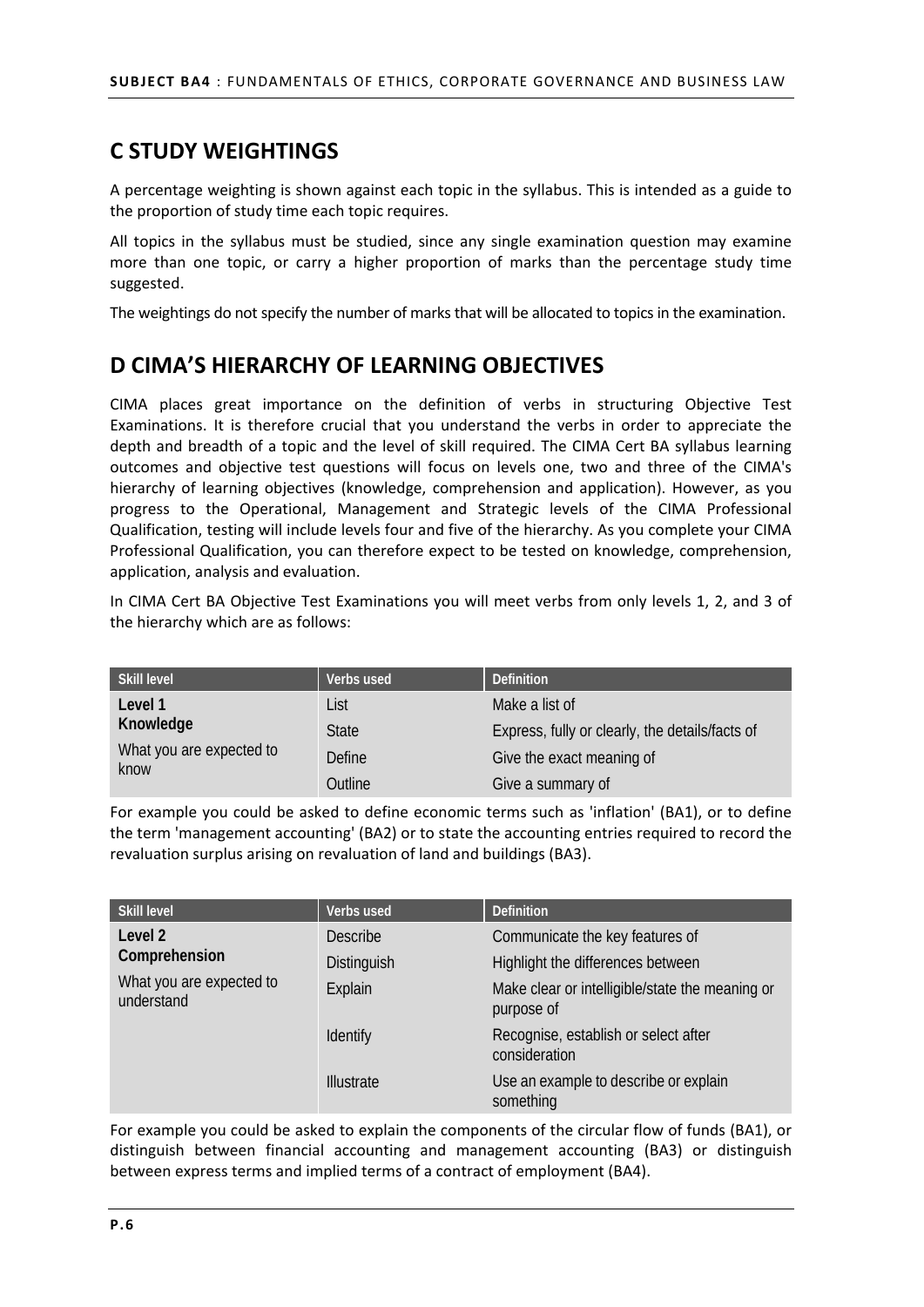## C STUDY WEIGHTINGS

A percentage weighting is shown against each topic in the syllabus. This is intended as a guide to the proportion of study time each topic requires.

All topics in the syllabus must be studied, since any single examination question may examine more than one topic, or carry a higher proportion of marks than the percentage study time suggested.

The weightings do not specify the number of marks that will be allocated to topics in the examination.

## D CIMA'S HIERARCHY OF LEARNING OBJECTIVES

CIMA places great importance on the definition of verbs in structuring Objective Test Examinations. It is therefore crucial that you understand the verbs in order to appreciate the depth and breadth of a topic and the level of skill required. The CIMA Cert BA syllabus learning outcomes and objective test questions will focus on levels one, two and three of the CIMA's hierarchy of learning objectives (knowledge, comprehension and application). However, as you progress to the Operational, Management and Strategic levels of the CIMA Professional Qualification, testing will include levels four and five of the hierarchy. As you complete your CIMA Professional Qualification, you can therefore expect to be tested on knowledge, comprehension, application, analysis and evaluation.

In CIMA Cert BA Objective Test Examinations you will meet verbs from only levels 1, 2, and 3 of the hierarchy which are as follows:

| Skill level | Verbs used | Definition |
|---|---|---|
| **Level 1 Knowledge** What you are expected to know | List | Make a list of |
| | State | Express, fully or clearly, the details/facts of |
| | Define | Give the exact meaning of |
| | Outline | Give a summary of |

For example you could be asked to define economic terms such as 'inflation' (BA1), or to define the term 'management accounting' (BA2) or to state the accounting entries required to record the revaluation surplus arising on revaluation of land and buildings (BA3).

| Skill level | Verbs used | Definition |
|---|---|---|
| **Level 2 Comprehension** What you are expected to understand | Describe | Communicate the key features of |
| | Distinguish | Highlight the differences between |
| | Explain | Make clear or intelligible/state the meaning or purpose of |
| | Identify | Recognise, establish or select after consideration |
| | Illustrate | Use an example to describe or explain something |

For example you could be asked to explain the components of the circular flow of funds (BA1), or distinguish between financial accounting and management accounting (BA3) or distinguish between express terms and implied terms of a contract of employment (BA4).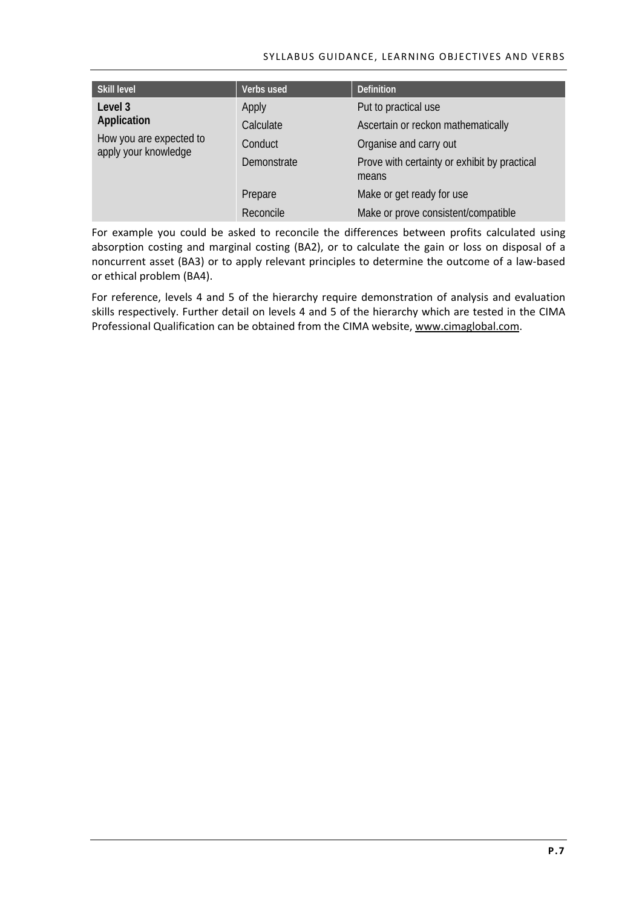| Skill level | Verbs used | Definition |
| --- | --- | --- |
| **Level 3 Application**<br>How you are expected to apply your knowledge | Apply | Put to practical use |
| | Calculate | Ascertain or reckon mathematically |
| | Conduct | Organise and carry out |
| | Demonstrate | Prove with certainty or exhibit by practical means |
| | Prepare | Make or get ready for use |
| | Reconcile | Make or prove consistent/compatible |

For example you could be asked to reconcile the differences between profits calculated using absorption costing and marginal costing (BA2), or to calculate the gain or loss on disposal of a noncurrent asset (BA3) or to apply relevant principles to determine the outcome of a law-based or ethical problem (BA4).

For reference, levels 4 and 5 of the hierarchy require demonstration of analysis and evaluation skills respectively. Further detail on levels 4 and 5 of the hierarchy which are tested in the CIMA Professional Qualification can be obtained from the CIMA website, www.cimaglobal.com.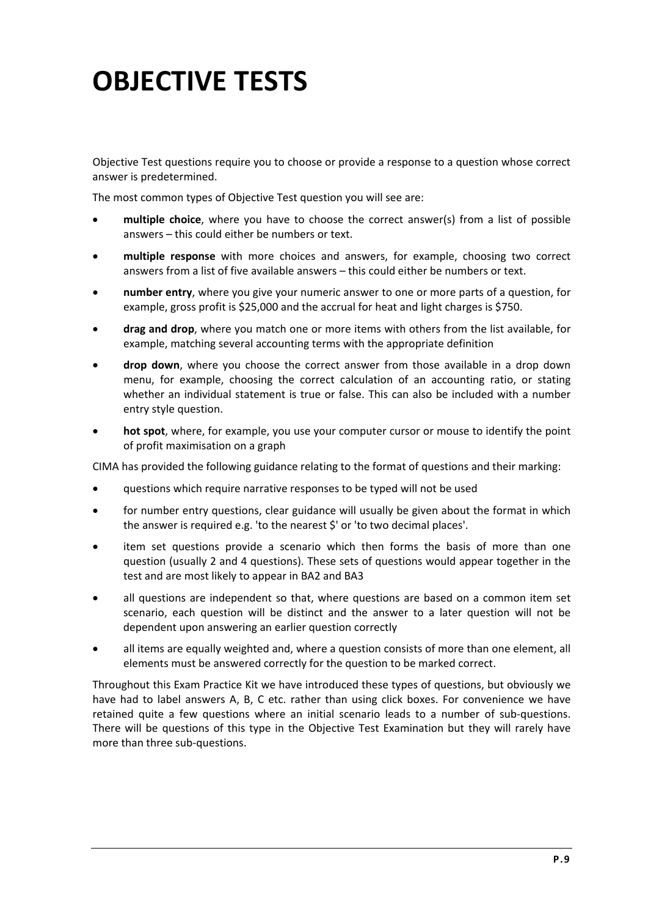# OBJECTIVE TESTS

Objective Test questions require you to choose or provide a response to a question whose correct answer is predetermined.

The most common types of Objective Test question you will see are:

- **multiple choice**, where you have to choose the correct answer(s) from a list of possible answers – this could either be numbers or text.
- **multiple response** with more choices and answers, for example, choosing two correct answers from a list of five available answers – this could either be numbers or text.
- **number entry**, where you give your numeric answer to one or more parts of a question, for example, gross profit is $25,000 and the accrual for heat and light charges is $750.
- **drag and drop**, where you match one or more items with others from the list available, for example, matching several accounting terms with the appropriate definition
- **drop down**, where you choose the correct answer from those available in a drop down menu, for example, choosing the correct calculation of an accounting ratio, or stating whether an individual statement is true or false. This can also be included with a number entry style question.
- **hot spot**, where, for example, you use your computer cursor or mouse to identify the point of profit maximisation on a graph

CIMA has provided the following guidance relating to the format of questions and their marking:

- questions which require narrative responses to be typed will not be used
- for number entry questions, clear guidance will usually be given about the format in which the answer is required e.g. 'to the nearest $' or 'to two decimal places'.
- item set questions provide a scenario which then forms the basis of more than one question (usually 2 and 4 questions). These sets of questions would appear together in the test and are most likely to appear in BA2 and BA3
- all questions are independent so that, where questions are based on a common item set scenario, each question will be distinct and the answer to a later question will not be dependent upon answering an earlier question correctly
- all items are equally weighted and, where a question consists of more than one element, all elements must be answered correctly for the question to be marked correct.

Throughout this Exam Practice Kit we have introduced these types of questions, but obviously we have had to label answers A, B, C etc. rather than using click boxes. For convenience we have retained quite a few questions where an initial scenario leads to a number of sub-questions. There will be questions of this type in the Objective Test Examination but they will rarely have more than three sub-questions.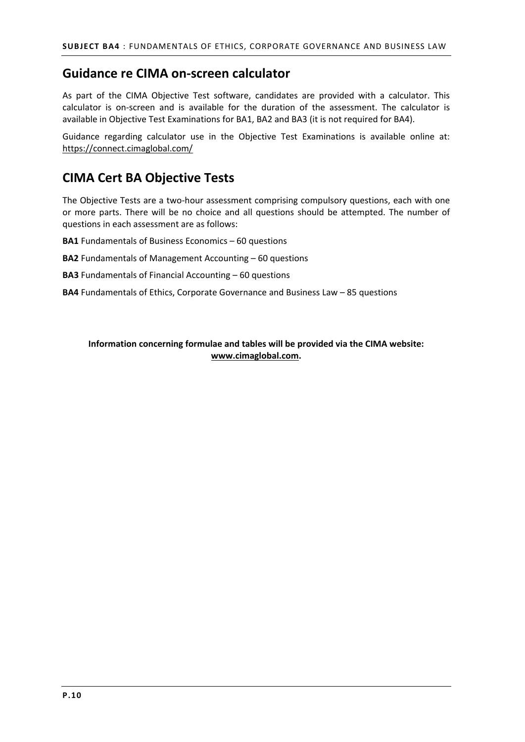## Guidance re CIMA on-screen calculator

As part of the CIMA Objective Test software, candidates are provided with a calculator. This calculator is on-screen and is available for the duration of the assessment. The calculator is available in Objective Test Examinations for BA1, BA2 and BA3 (it is not required for BA4).

Guidance regarding calculator use in the Objective Test Examinations is available online at: https://connect.cimaglobal.com/

## CIMA Cert BA Objective Tests

The Objective Tests are a two-hour assessment comprising compulsory questions, each with one or more parts. There will be no choice and all questions should be attempted. The number of questions in each assessment are as follows:

**BA1** Fundamentals of Business Economics – 60 questions

**BA2** Fundamentals of Management Accounting – 60 questions

**BA3** Fundamentals of Financial Accounting – 60 questions

**BA4** Fundamentals of Ethics, Corporate Governance and Business Law – 85 questions

**Information concerning formulae and tables will be provided via the CIMA website: www.cimaglobal.com.**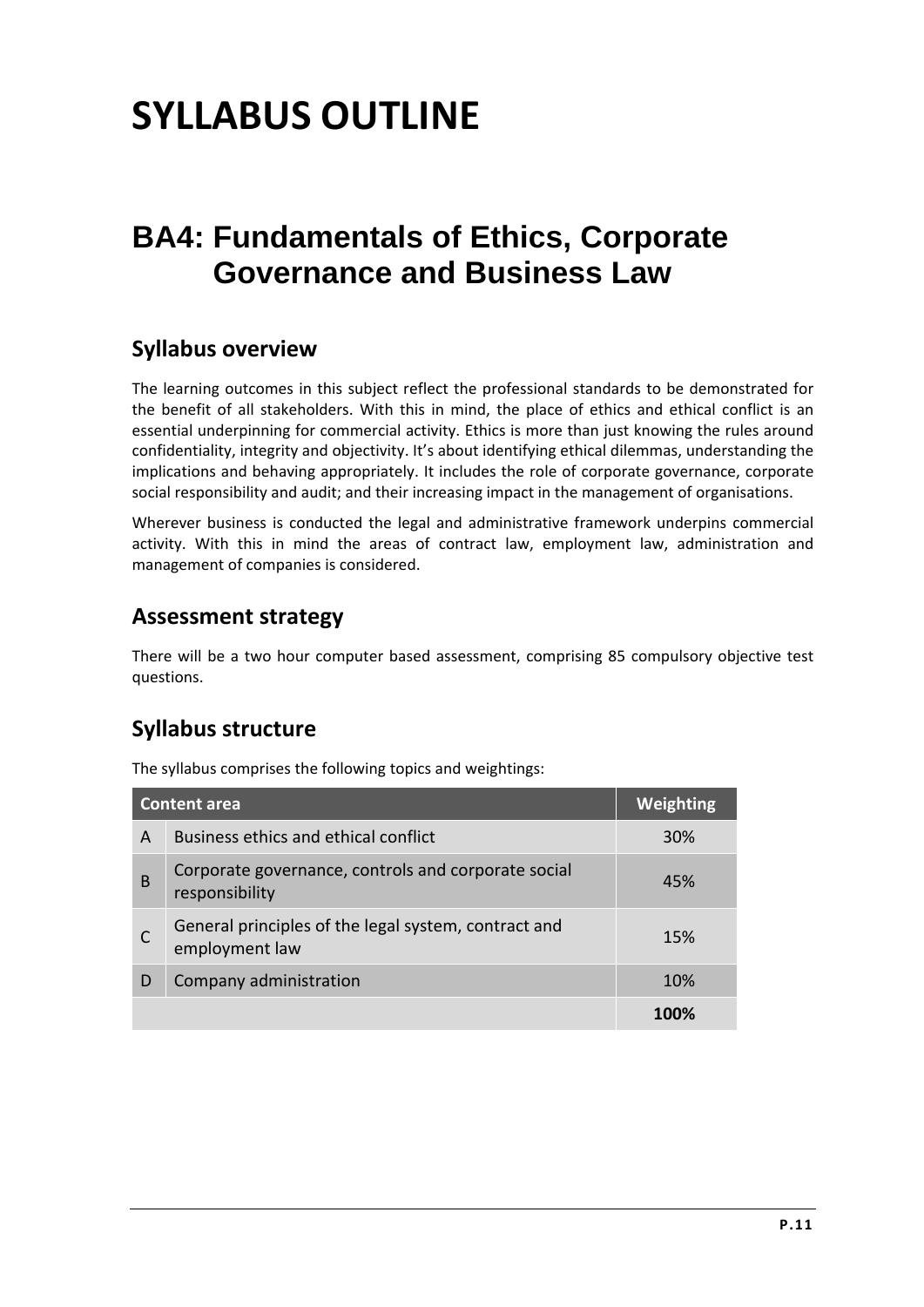# SYLLABUS OUTLINE

## BA4: Fundamentals of Ethics, Corporate Governance and Business Law

### Syllabus overview

The learning outcomes in this subject reflect the professional standards to be demonstrated for the benefit of all stakeholders. With this in mind, the place of ethics and ethical conflict is an essential underpinning for commercial activity. Ethics is more than just knowing the rules around confidentiality, integrity and objectivity. It's about identifying ethical dilemmas, understanding the implications and behaving appropriately. It includes the role of corporate governance, corporate social responsibility and audit; and their increasing impact in the management of organisations.

Wherever business is conducted the legal and administrative framework underpins commercial activity. With this in mind the areas of contract law, employment law, administration and management of companies is considered.

### Assessment strategy

There will be a two hour computer based assessment, comprising 85 compulsory objective test questions.

### Syllabus structure

The syllabus comprises the following topics and weightings:

| Content area | | Weighting |
|---|---|---|
| A | Business ethics and ethical conflict | 30% |
| B | Corporate governance, controls and corporate social responsibility | 45% |
| C | General principles of the legal system, contract and employment law | 15% |
| D | Company administration | 10% |
| | | **100%** |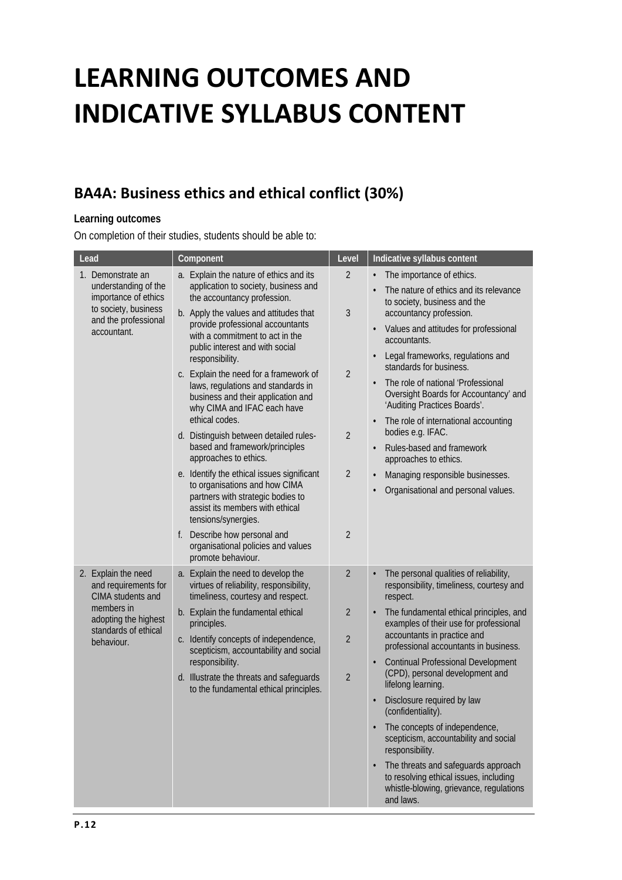# LEARNING OUTCOMES AND INDICATIVE SYLLABUS CONTENT

## BA4A: Business ethics and ethical conflict (30%)

**Learning outcomes**

On completion of their studies, students should be able to:

| Lead | Component | Level | Indicative syllabus content |
|---|---|---|---|
| 1. Demonstrate an understanding of the importance of ethics to society, business and the professional accountant. | a. Explain the nature of ethics and its application to society, business and the accountancy profession. | 2 | • The importance of ethics.<br>• The nature of ethics and its relevance to society, business and the accountancy profession.<br>• Values and attitudes for professional accountants.<br>• Legal frameworks, regulations and standards for business.<br>• The role of national 'Professional Oversight Boards for Accountancy' and 'Auditing Practices Boards'.<br>• The role of international accounting bodies e.g. IFAC.<br>• Rules-based and framework approaches to ethics.<br>• Managing responsible businesses.<br>• Organisational and personal values. |
| | b. Apply the values and attitudes that provide professional accountants with a commitment to act in the public interest and with social responsibility. | 3 | |
| | c. Explain the need for a framework of laws, regulations and standards in business and their application and why CIMA and IFAC each have ethical codes. | 2 | |
| | d. Distinguish between detailed rules-based and framework/principles approaches to ethics. | 2 | |
| | e. Identify the ethical issues significant to organisations and how CIMA partners with strategic bodies to assist its members with ethical tensions/synergies. | 2 | |
| | f. Describe how personal and organisational policies and values promote behaviour. | 2 | |
| 2. Explain the need and requirements for CIMA students and members in adopting the highest standards of ethical behaviour. | a. Explain the need to develop the virtues of reliability, responsibility, timeliness, courtesy and respect. | 2 | • The personal qualities of reliability, responsibility, timeliness, courtesy and respect.<br>• The fundamental ethical principles, and examples of their use for professional accountants in practice and professional accountants in business.<br>• Continual Professional Development (CPD), personal development and lifelong learning.<br>• Disclosure required by law (confidentiality).<br>• The concepts of independence, scepticism, accountability and social responsibility.<br>• The threats and safeguards approach to resolving ethical issues, including whistle-blowing, grievance, regulations and laws. |
| | b. Explain the fundamental ethical principles. | 2 | |
| | c. Identify concepts of independence, scepticism, accountability and social responsibility. | 2 | |
| | d. Illustrate the threats and safeguards to the fundamental ethical principles. | 2 | |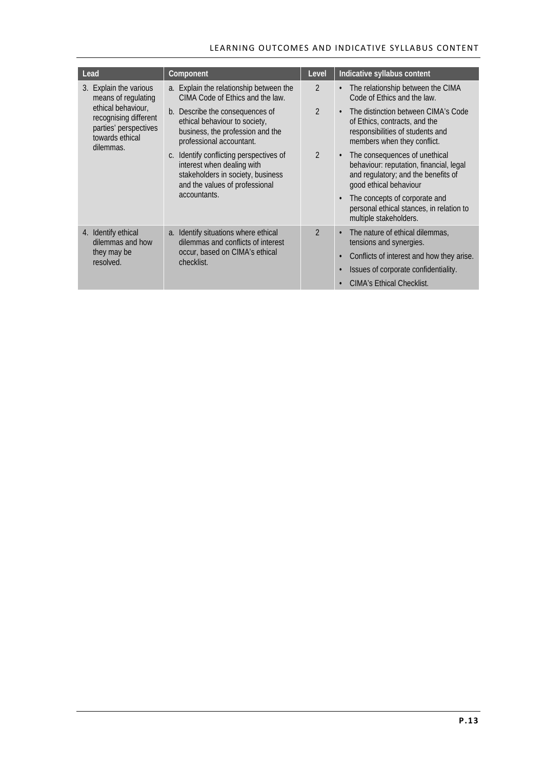| Lead | Component | Level | Indicative syllabus content |
|---|---|---|---|
| 3. Explain the various means of regulating ethical behaviour, recognising different parties' perspectives towards ethical dilemmas. | a. Explain the relationship between the CIMA Code of Ethics and the law.<br>b. Describe the consequences of ethical behaviour to society, business, the profession and the professional accountant.<br>c. Identify conflicting perspectives of interest when dealing with stakeholders in society, business and the values of professional accountants. | 2<br>2<br>2 | • The relationship between the CIMA Code of Ethics and the law.<br>• The distinction between CIMA's Code of Ethics, contracts, and the responsibilities of students and members when they conflict.<br>• The consequences of unethical behaviour: reputation, financial, legal and regulatory; and the benefits of good ethical behaviour<br>• The concepts of corporate and personal ethical stances, in relation to multiple stakeholders. |
| 4. Identify ethical dilemmas and how they may be resolved. | a. Identify situations where ethical dilemmas and conflicts of interest occur, based on CIMA's ethical checklist. | 2 | • The nature of ethical dilemmas, tensions and synergies.<br>• Conflicts of interest and how they arise.<br>• Issues of corporate confidentiality.<br>• CIMA's Ethical Checklist. |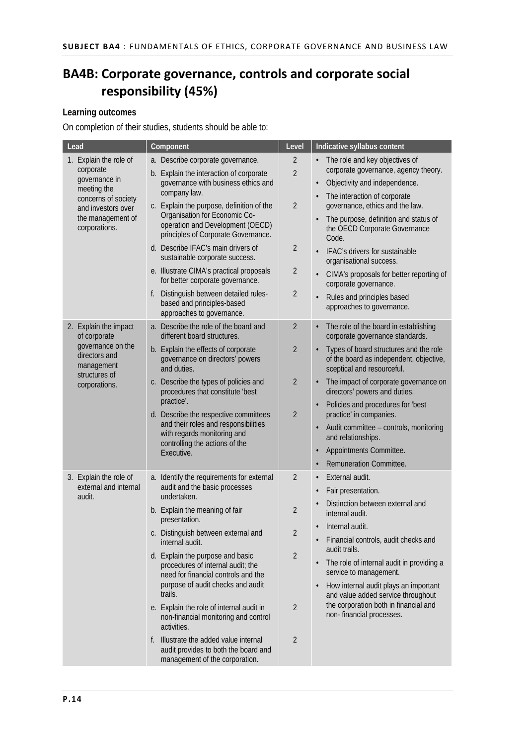# BA4B: Corporate governance, controls and corporate social responsibility (45%)

**Learning outcomes**

On completion of their studies, students should be able to:

| Lead | Component | Level | Indicative syllabus content |
|---|---|---|---|
| 1. Explain the role of corporate governance in meeting the concerns of society and investors over the management of corporations. | a. Describe corporate governance.<br>b. Explain the interaction of corporate governance with business ethics and company law.<br>c. Explain the purpose, definition of the Organisation for Economic Co-operation and Development (OECD) principles of Corporate Governance.<br>d. Describe IFAC's main drivers of sustainable corporate success.<br>e. Illustrate CIMA's practical proposals for better corporate governance.<br>f. Distinguish between detailed rules-based and principles-based approaches to governance. | 2<br>2<br>2<br>2<br>2<br>2 | • The role and key objectives of corporate governance, agency theory.<br>• Objectivity and independence.<br>• The interaction of corporate governance, ethics and the law.<br>• The purpose, definition and status of the OECD Corporate Governance Code.<br>• IFAC's drivers for sustainable organisational success.<br>• CIMA's proposals for better reporting of corporate governance.<br>• Rules and principles based approaches to governance. |
| 2. Explain the impact of corporate governance on the directors and management structures of corporations. | a. Describe the role of the board and different board structures.<br>b. Explain the effects of corporate governance on directors' powers and duties.<br>c. Describe the types of policies and procedures that constitute 'best practice'.<br>d. Describe the respective committees and their roles and responsibilities with regards monitoring and controlling the actions of the Executive. | 2<br>2<br>2<br>2 | • The role of the board in establishing corporate governance standards.<br>• Types of board structures and the role of the board as independent, objective, sceptical and resourceful.<br>• The impact of corporate governance on directors' powers and duties.<br>• Policies and procedures for 'best practice' in companies.<br>• Audit committee – controls, monitoring and relationships.<br>• Appointments Committee.<br>• Remuneration Committee. |
| 3. Explain the role of external and internal audit. | a. Identify the requirements for external audit and the basic processes undertaken.<br>b. Explain the meaning of fair presentation.<br>c. Distinguish between external and internal audit.<br>d. Explain the purpose and basic procedures of internal audit; the need for financial controls and the purpose of audit checks and audit trails.<br>e. Explain the role of internal audit in non-financial monitoring and control activities.<br>f. Illustrate the added value internal audit provides to both the board and management of the corporation. | 2<br>2<br>2<br>2<br>2<br>2 | • External audit.<br>• Fair presentation.<br>• Distinction between external and internal audit.<br>• Internal audit.<br>• Financial controls, audit checks and audit trails.<br>• The role of internal audit in providing a service to management.<br>• How internal audit plays an important and value added service throughout the corporation both in financial and non- financial processes. |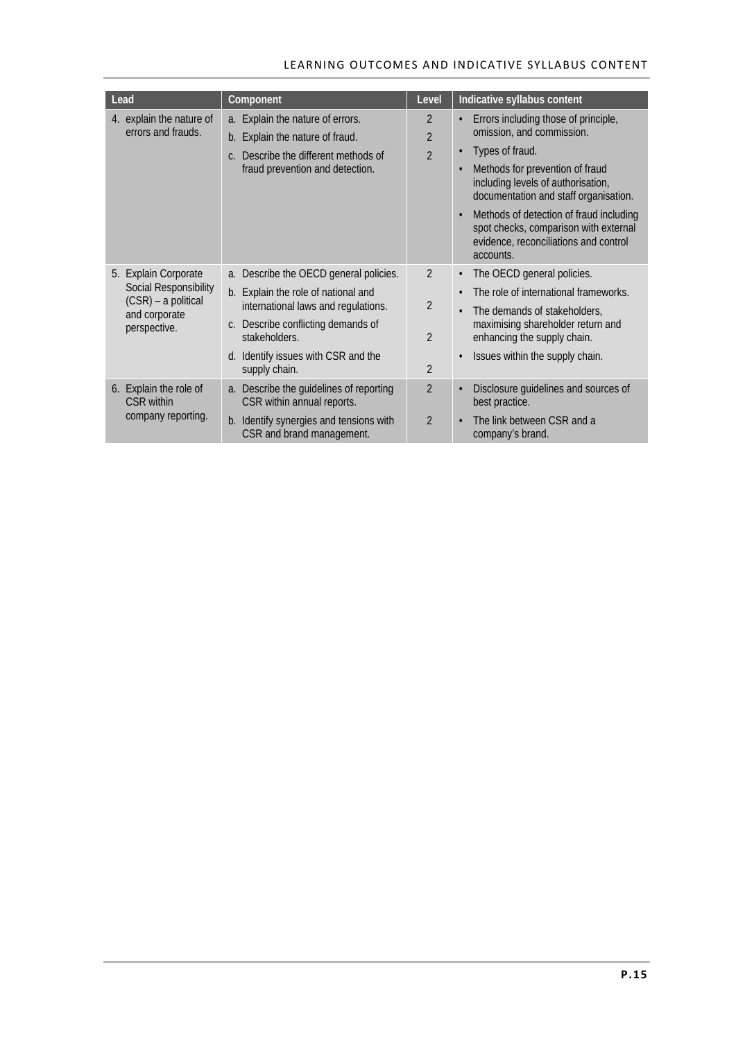| Lead | Component | Level | Indicative syllabus content |
|---|---|---|---|
| 4. explain the nature of errors and frauds. | a. Explain the nature of errors.<br>b. Explain the nature of fraud.<br>c. Describe the different methods of fraud prevention and detection. | 2<br>2<br>2 | • Errors including those of principle, omission, and commission.<br>• Types of fraud.<br>• Methods for prevention of fraud including levels of authorisation, documentation and staff organisation.<br>• Methods of detection of fraud including spot checks, comparison with external evidence, reconciliations and control accounts. |
| 5. Explain Corporate Social Responsibility (CSR) – a political and corporate perspective. | a. Describe the OECD general policies.<br>b. Explain the role of national and international laws and regulations.<br>c. Describe conflicting demands of stakeholders.<br>d. Identify issues with CSR and the supply chain. | 2<br>2<br>2<br>2 | • The OECD general policies.<br>• The role of international frameworks.<br>• The demands of stakeholders, maximising shareholder return and enhancing the supply chain.<br>• Issues within the supply chain. |
| 6. Explain the role of CSR within company reporting. | a. Describe the guidelines of reporting CSR within annual reports.<br>b. Identify synergies and tensions with CSR and brand management. | 2<br>2 | • Disclosure guidelines and sources of best practice.<br>• The link between CSR and a company's brand. |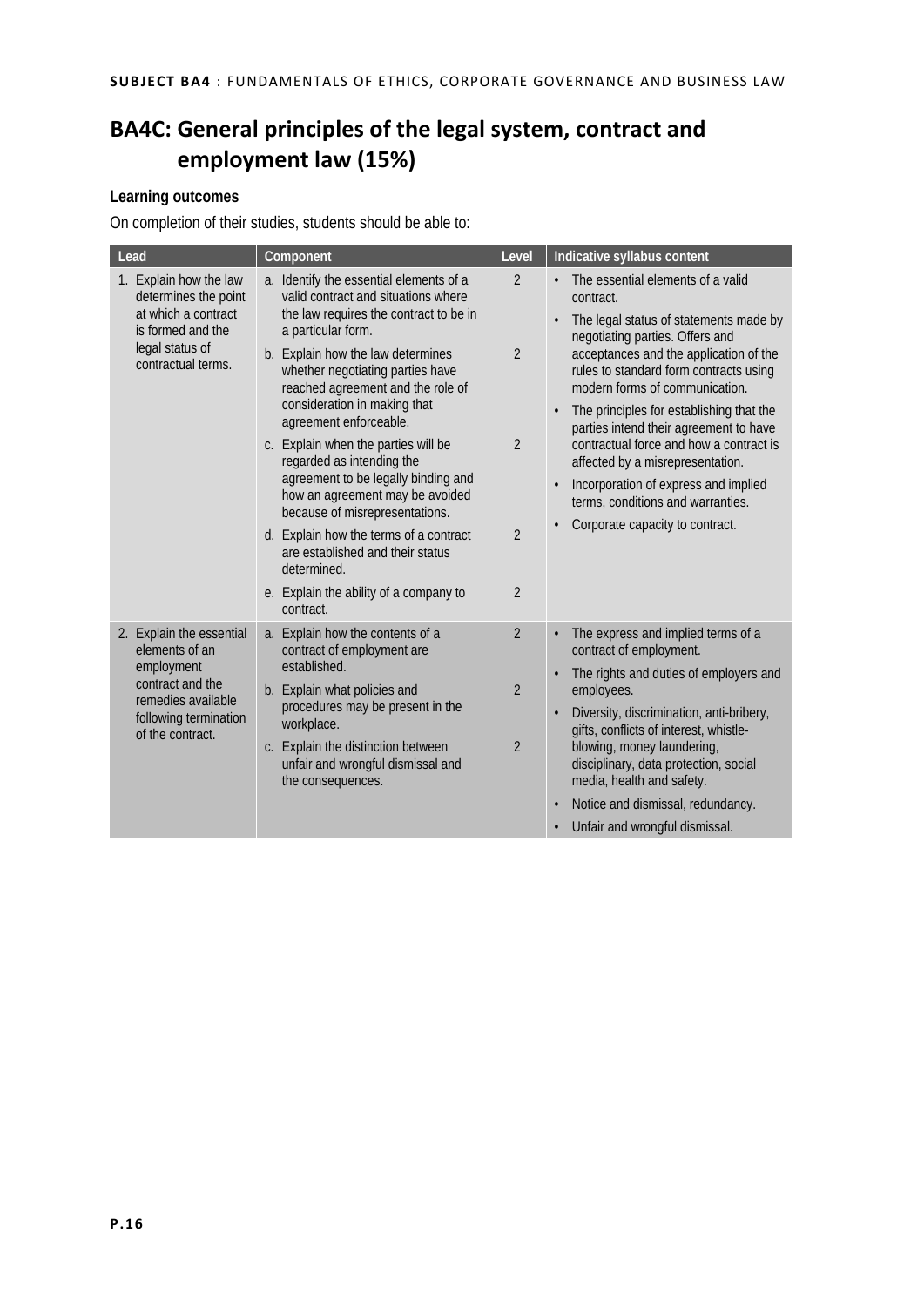# BA4C: General principles of the legal system, contract and employment law (15%)

**Learning outcomes**

On completion of their studies, students should be able to:

| Lead | Component | Level | Indicative syllabus content |
|---|---|---|---|
| 1. Explain how the law determines the point at which a contract is formed and the legal status of contractual terms. | a. Identify the essential elements of a valid contract and situations where the law requires the contract to be in a particular form.<br>b. Explain how the law determines whether negotiating parties have reached agreement and the role of consideration in making that agreement enforceable.<br>c. Explain when the parties will be regarded as intending the agreement to be legally binding and how an agreement may be avoided because of misrepresentations.<br>d. Explain how the terms of a contract are established and their status determined.<br>e. Explain the ability of a company to contract. | 2<br><br>2<br><br>2<br><br>2<br><br>2 | • The essential elements of a valid contract.<br>• The legal status of statements made by negotiating parties. Offers and acceptances and the application of the rules to standard form contracts using modern forms of communication.<br>• The principles for establishing that the parties intend their agreement to have contractual force and how a contract is affected by a misrepresentation.<br>• Incorporation of express and implied terms, conditions and warranties.<br>• Corporate capacity to contract. |
| 2. Explain the essential elements of an employment contract and the remedies available following termination of the contract. | a. Explain how the contents of a contract of employment are established.<br>b. Explain what policies and procedures may be present in the workplace.<br>c. Explain the distinction between unfair and wrongful dismissal and the consequences. | 2<br><br>2<br><br>2 | • The express and implied terms of a contract of employment.<br>• The rights and duties of employers and employees.<br>• Diversity, discrimination, anti-bribery, gifts, conflicts of interest, whistle-blowing, money laundering, disciplinary, data protection, social media, health and safety.<br>• Notice and dismissal, redundancy.<br>• Unfair and wrongful dismissal. |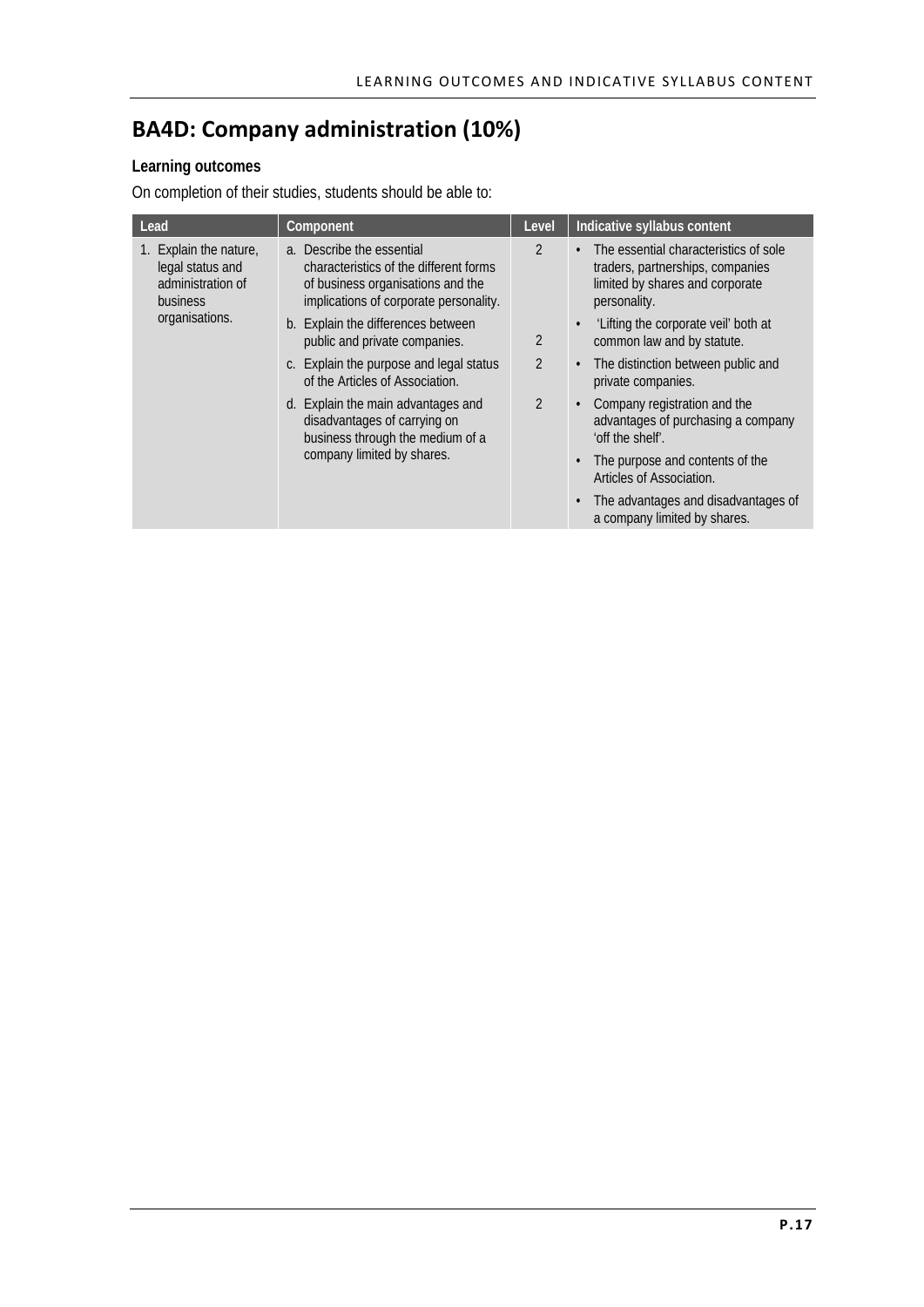# BA4D: Company administration (10%)

**Learning outcomes**

On completion of their studies, students should be able to:

| Lead | Component | Level | Indicative syllabus content |
|---|---|---|---|
| 1. Explain the nature, legal status and administration of business organisations. | a. Describe the essential characteristics of the different forms of business organisations and the implications of corporate personality.<br>b. Explain the differences between public and private companies.<br>c. Explain the purpose and legal status of the Articles of Association.<br>d. Explain the main advantages and disadvantages of carrying on business through the medium of a company limited by shares. | 2<br><br>2<br><br>2<br><br>2 | • The essential characteristics of sole traders, partnerships, companies limited by shares and corporate personality.<br>• 'Lifting the corporate veil' both at common law and by statute.<br>• The distinction between public and private companies.<br>• Company registration and the advantages of purchasing a company 'off the shelf'.<br>• The purpose and contents of the Articles of Association.<br>• The advantages and disadvantages of a company limited by shares. |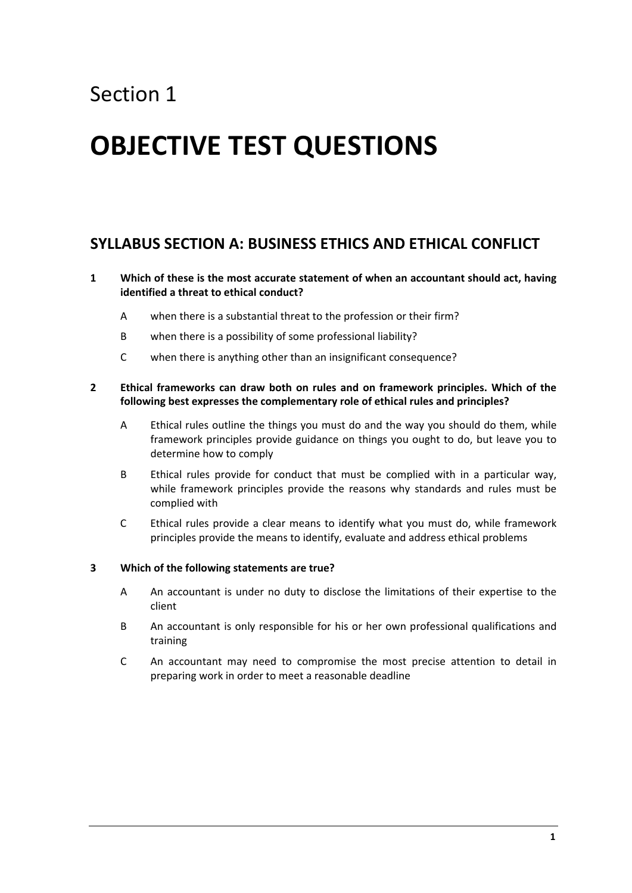Section 1

# OBJECTIVE TEST QUESTIONS

## SYLLABUS SECTION A: BUSINESS ETHICS AND ETHICAL CONFLICT

**1 Which of these is the most accurate statement of when an accountant should act, having identified a threat to ethical conduct?**

A when there is a substantial threat to the profession or their firm?

B when there is a possibility of some professional liability?

C when there is anything other than an insignificant consequence?

**2 Ethical frameworks can draw both on rules and on framework principles. Which of the following best expresses the complementary role of ethical rules and principles?**

A Ethical rules outline the things you must do and the way you should do them, while framework principles provide guidance on things you ought to do, but leave you to determine how to comply

B Ethical rules provide for conduct that must be complied with in a particular way, while framework principles provide the reasons why standards and rules must be complied with

C Ethical rules provide a clear means to identify what you must do, while framework principles provide the means to identify, evaluate and address ethical problems

**3 Which of the following statements are true?**

A An accountant is under no duty to disclose the limitations of their expertise to the client

B An accountant is only responsible for his or her own professional qualifications and training

C An accountant may need to compromise the most precise attention to detail in preparing work in order to meet a reasonable deadline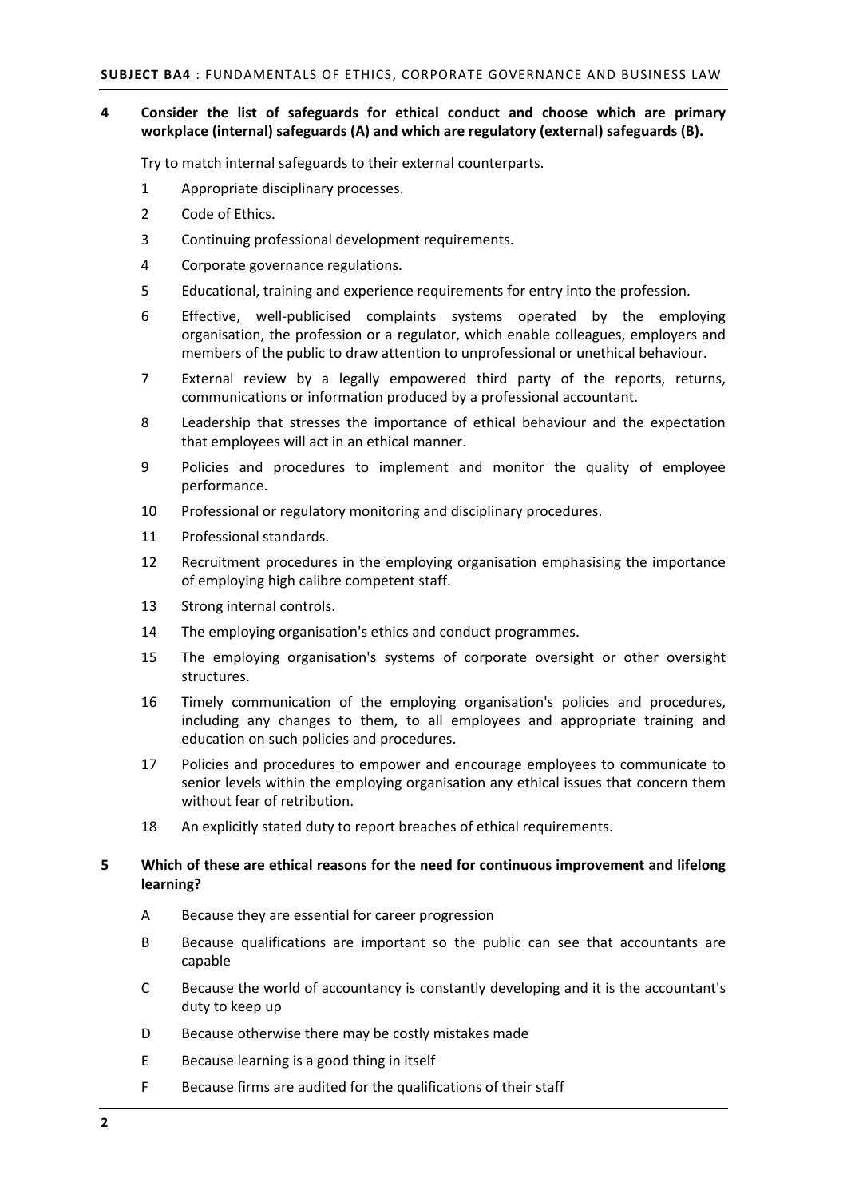**4 Consider the list of safeguards for ethical conduct and choose which are primary workplace (internal) safeguards (A) and which are regulatory (external) safeguards (B).**

Try to match internal safeguards to their external counterparts.

1. Appropriate disciplinary processes.
2. Code of Ethics.
3. Continuing professional development requirements.
4. Corporate governance regulations.
5. Educational, training and experience requirements for entry into the profession.
6. Effective, well-publicised complaints systems operated by the employing organisation, the profession or a regulator, which enable colleagues, employers and members of the public to draw attention to unprofessional or unethical behaviour.
7. External review by a legally empowered third party of the reports, returns, communications or information produced by a professional accountant.
8. Leadership that stresses the importance of ethical behaviour and the expectation that employees will act in an ethical manner.
9. Policies and procedures to implement and monitor the quality of employee performance.
10. Professional or regulatory monitoring and disciplinary procedures.
11. Professional standards.
12. Recruitment procedures in the employing organisation emphasising the importance of employing high calibre competent staff.
13. Strong internal controls.
14. The employing organisation's ethics and conduct programmes.
15. The employing organisation's systems of corporate oversight or other oversight structures.
16. Timely communication of the employing organisation's policies and procedures, including any changes to them, to all employees and appropriate training and education on such policies and procedures.
17. Policies and procedures to empower and encourage employees to communicate to senior levels within the employing organisation any ethical issues that concern them without fear of retribution.
18. An explicitly stated duty to report breaches of ethical requirements.

**5 Which of these are ethical reasons for the need for continuous improvement and lifelong learning?**

A Because they are essential for career progression

B Because qualifications are important so the public can see that accountants are capable

C Because the world of accountancy is constantly developing and it is the accountant's duty to keep up

D Because otherwise there may be costly mistakes made

E Because learning is a good thing in itself

F Because firms are audited for the qualifications of their staff